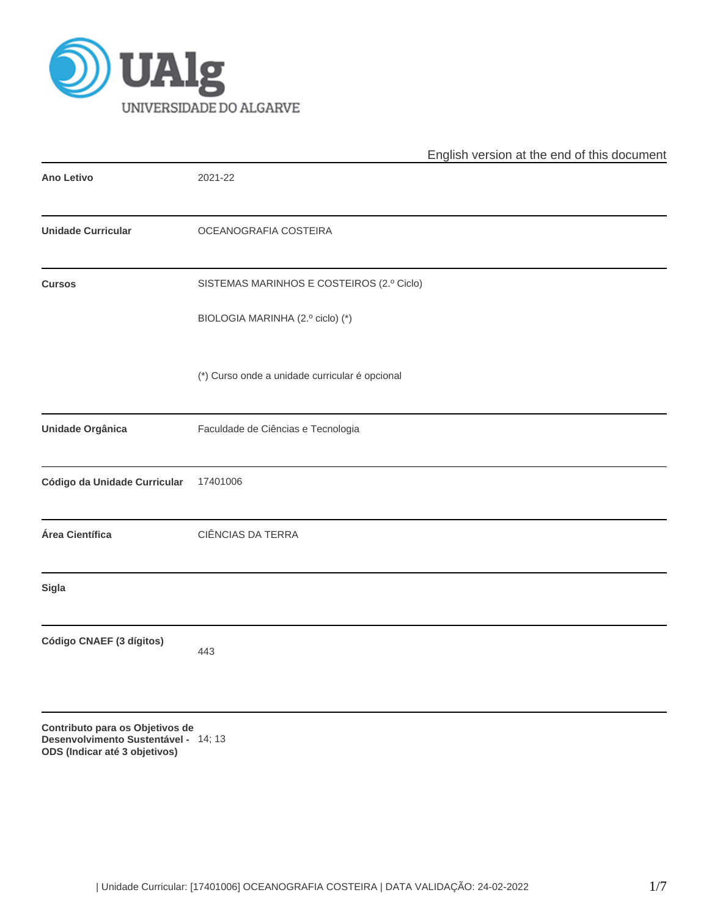English version at the end of this document

| | |
|---|---|
| **Ano Letivo** | 2021-22 |
| **Unidade Curricular** | OCEANOGRAFIA COSTEIRA |
| **Cursos** | SISTEMAS MARINHOS E COSTEIROS (2.º Ciclo)<br><br>BIOLOGIA MARINHA (2.º ciclo) (*)<br><br>(*) Curso onde a unidade curricular é opcional |
| **Unidade Orgânica** | Faculdade de Ciências e Tecnologia |
| **Código da Unidade Curricular** | 17401006 |
| **Área Científica** | CIÊNCIAS DA TERRA |
| **Sigla** | |
| **Código CNAEF (3 dígitos)** | 443 |
| **Contributo para os Objetivos de Desenvolvimento Sustentável - ODS (Indicar até 3 objetivos)** | 14; 13 |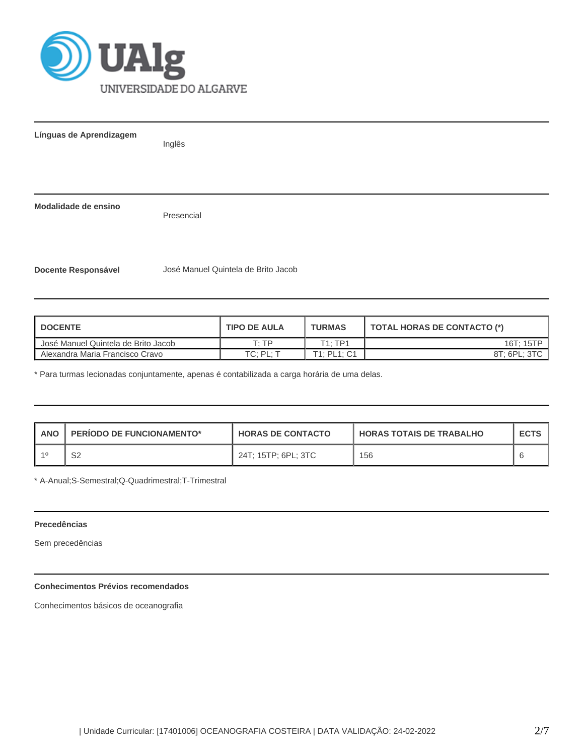**Línguas de Aprendizagem**

Inglês

**Modalidade de ensino**

Presencial

**Docente Responsável**

José Manuel Quintela de Brito Jacob

| DOCENTE | TIPO DE AULA | TURMAS | TOTAL HORAS DE CONTACTO (*) |
|---|---|---|---|
| José Manuel Quintela de Brito Jacob | T; TP | T1; TP1 | 16T; 15TP |
| Alexandra Maria Francisco Cravo | TC; PL; T | T1; PL1; C1 | 8T; 6PL; 3TC |

* Para turmas lecionadas conjuntamente, apenas é contabilizada a carga horária de uma delas.

| ANO | PERÍODO DE FUNCIONAMENTO* | HORAS DE CONTACTO | HORAS TOTAIS DE TRABALHO | ECTS |
|---|---|---|---|---|
| 1º | S2 | 24T; 15TP; 6PL; 3TC | 156 | 6 |

* A-Anual;S-Semestral;Q-Quadrimestral;T-Trimestral

**Precedências**

Sem precedências

**Conhecimentos Prévios recomendados**

Conhecimentos básicos de oceanografia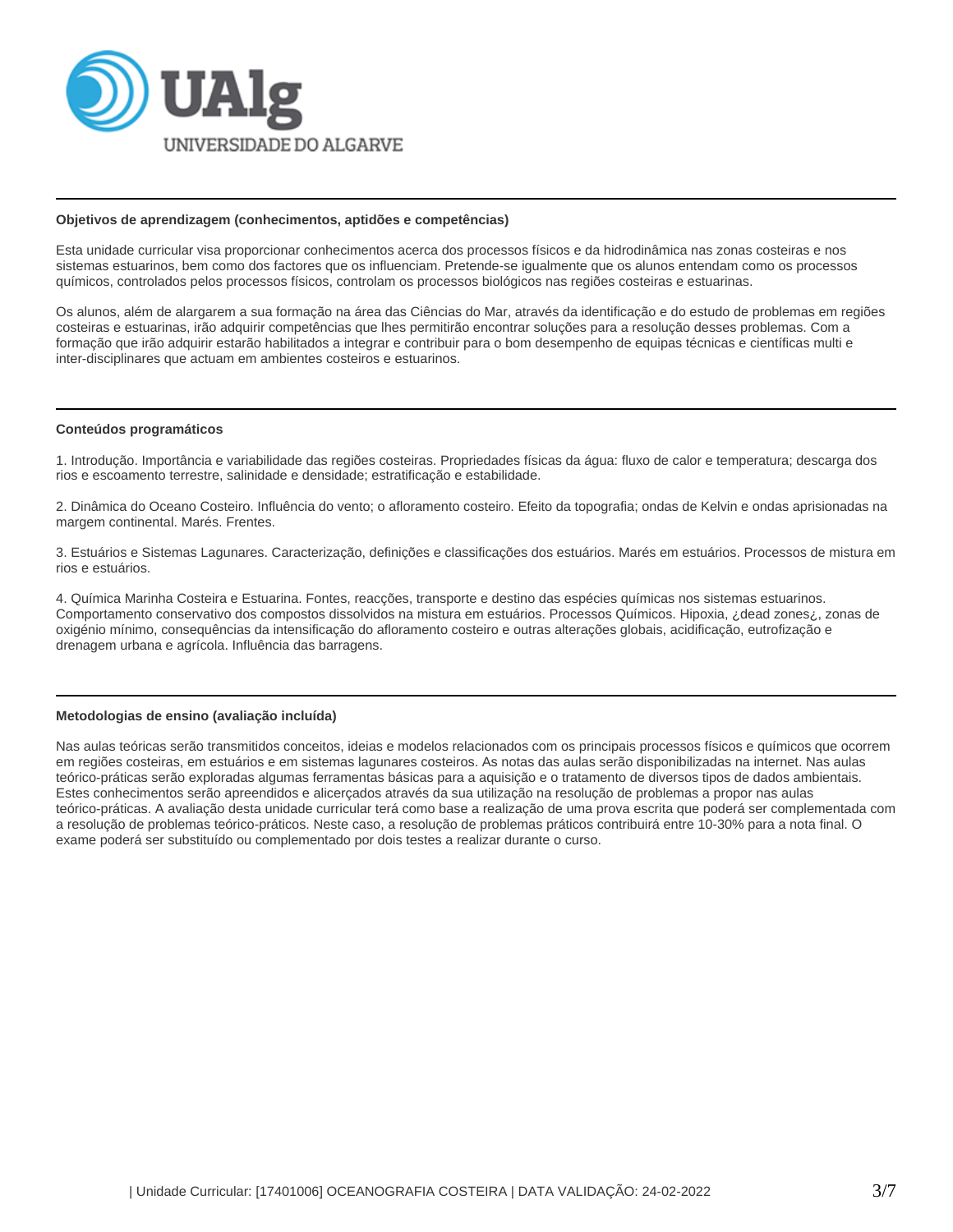## Objetivos de aprendizagem (conhecimentos, aptidões e competências)

Esta unidade curricular visa proporcionar conhecimentos acerca dos processos físicos e da hidrodinâmica nas zonas costeiras e nos sistemas estuarinos, bem como dos factores que os influenciam. Pretende-se igualmente que os alunos entendam como os processos químicos, controlados pelos processos físicos, controlam os processos biológicos nas regiões costeiras e estuarinas.

Os alunos, além de alargarem a sua formação na área das Ciências do Mar, através da identificação e do estudo de problemas em regiões costeiras e estuarinas, irão adquirir competências que lhes permitirão encontrar soluções para a resolução desses problemas. Com a formação que irão adquirir estarão habilitados a integrar e contribuir para o bom desempenho de equipas técnicas e científicas multi e inter-disciplinares que actuam em ambientes costeiros e estuarinos.

## Conteúdos programáticos

1. Introdução. Importância e variabilidade das regiões costeiras. Propriedades físicas da água: fluxo de calor e temperatura; descarga dos rios e escoamento terrestre, salinidade e densidade; estratificação e estabilidade.

2. Dinâmica do Oceano Costeiro. Influência do vento; o afloramento costeiro. Efeito da topografia; ondas de Kelvin e ondas aprisionadas na margem continental. Marés. Frentes.

3. Estuários e Sistemas Lagunares. Caracterização, definições e classificações dos estuários. Marés em estuários. Processos de mistura em rios e estuários.

4. Química Marinha Costeira e Estuarina. Fontes, reacções, transporte e destino das espécies químicas nos sistemas estuarinos. Comportamento conservativo dos compostos dissolvidos na mistura em estuários. Processos Químicos. Hipoxia, ¿dead zones¿, zonas de oxigénio mínimo, consequências da intensificação do afloramento costeiro e outras alterações globais, acidificação, eutrofização e drenagem urbana e agrícola. Influência das barragens.

## Metodologias de ensino (avaliação incluída)

Nas aulas teóricas serão transmitidos conceitos, ideias e modelos relacionados com os principais processos físicos e químicos que ocorrem em regiões costeiras, em estuários e em sistemas lagunares costeiros. As notas das aulas serão disponibilizadas na internet. Nas aulas teórico-práticas serão exploradas algumas ferramentas básicas para a aquisição e o tratamento de diversos tipos de dados ambientais. Estes conhecimentos serão apreendidos e alicerçados através da sua utilização na resolução de problemas a propor nas aulas teórico-práticas. A avaliação desta unidade curricular terá como base a realização de uma prova escrita que poderá ser complementada com a resolução de problemas teórico-práticos. Neste caso, a resolução de problemas práticos contribuirá entre 10-30% para a nota final. O exame poderá ser substituído ou complementado por dois testes a realizar durante o curso.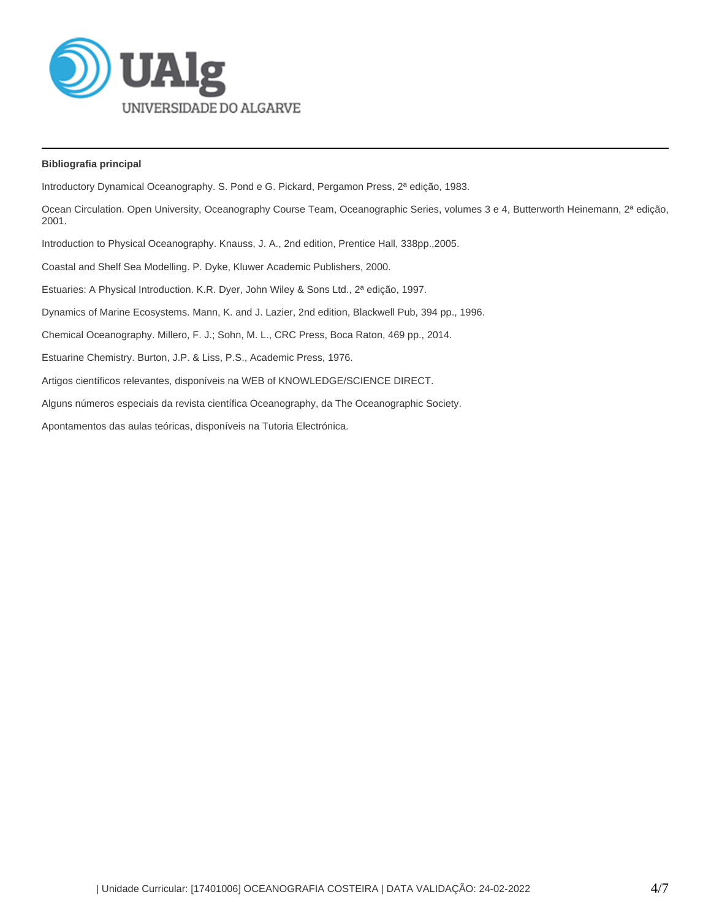**Bibliografia principal**

Introductory Dynamical Oceanography. S. Pond e G. Pickard, Pergamon Press, 2ª edição, 1983.

Ocean Circulation. Open University, Oceanography Course Team, Oceanographic Series, volumes 3 e 4, Butterworth Heinemann, 2ª edição, 2001.

Introduction to Physical Oceanography. Knauss, J. A., 2nd edition, Prentice Hall, 338pp.,2005.

Coastal and Shelf Sea Modelling. P. Dyke, Kluwer Academic Publishers, 2000.

Estuaries: A Physical Introduction. K.R. Dyer, John Wiley & Sons Ltd., 2ª edição, 1997.

Dynamics of Marine Ecosystems. Mann, K. and J. Lazier, 2nd edition, Blackwell Pub, 394 pp., 1996.

Chemical Oceanography. Millero, F. J.; Sohn, M. L., CRC Press, Boca Raton, 469 pp., 2014.

Estuarine Chemistry. Burton, J.P. & Liss, P.S., Academic Press, 1976.

Artigos científicos relevantes, disponíveis na WEB of KNOWLEDGE/SCIENCE DIRECT.

Alguns números especiais da revista científica Oceanography, da The Oceanographic Society.

Apontamentos das aulas teóricas, disponíveis na Tutoria Electrónica.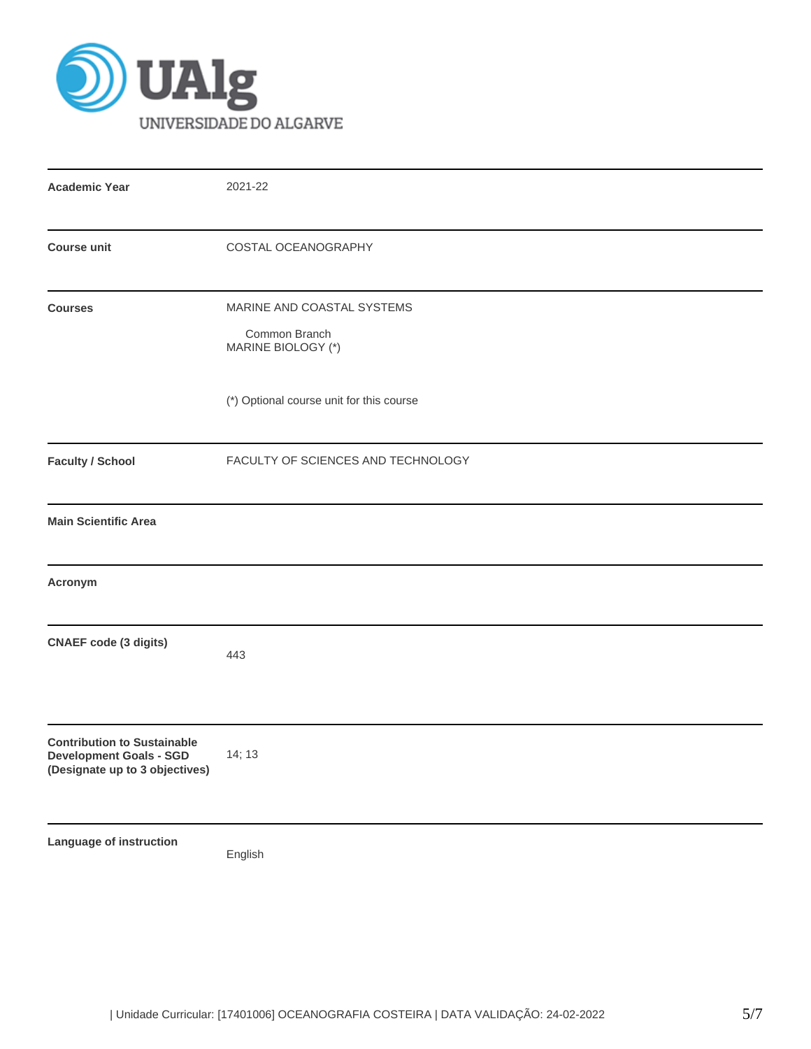| | |
|---|---|
| **Academic Year** | 2021-22 |
| **Course unit** | COSTAL OCEANOGRAPHY |
| **Courses** | MARINE AND COASTAL SYSTEMS<br>Common Branch<br>MARINE BIOLOGY (*)<br><br>(*) Optional course unit for this course |
| **Faculty / School** | FACULTY OF SCIENCES AND TECHNOLOGY |
| **Main Scientific Area** | |
| **Acronym** | |
| **CNAEF code (3 digits)** | 443 |
| **Contribution to Sustainable Development Goals - SGD (Designate up to 3 objectives)** | 14; 13 |
| **Language of instruction** | English |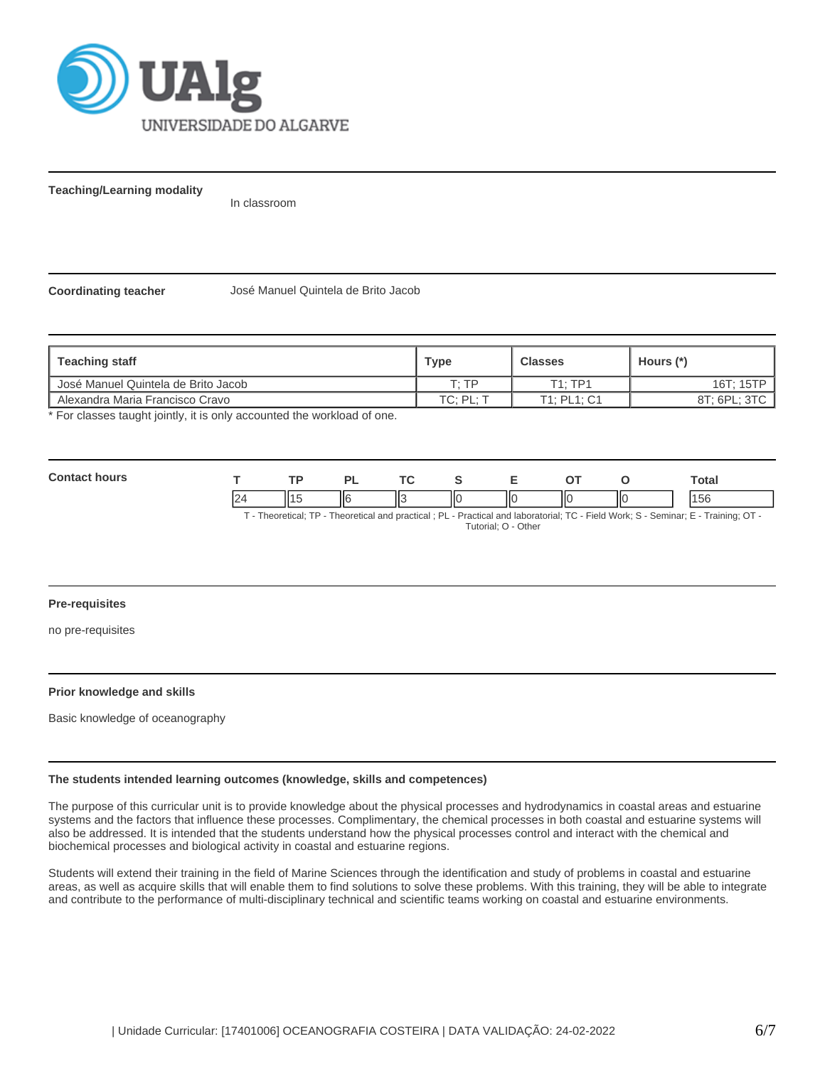**Teaching/Learning modality**

In classroom

**Coordinating teacher**

José Manuel Quintela de Brito Jacob

| Teaching staff | Type | Classes | Hours (*) |
|---|---|---|---|
| José Manuel Quintela de Brito Jacob | T; TP | T1; TP1 | 16T; 15TP |
| Alexandra Maria Francisco Cravo | TC; PL; T | T1; PL1; C1 | 8T; 6PL; 3TC |

* For classes taught jointly, it is only accounted the workload of one.

**Contact hours**

| T | TP | PL | TC | S | E | OT | O | Total |
|---|---|---|---|---|---|---|---|---|
| 24 | 15 | 6 | 3 | 0 | 0 | 0 | 0 | 156 |

T - Theoretical; TP - Theoretical and practical ; PL - Practical and laboratorial; TC - Field Work; S - Seminar; E - Training; OT - Tutorial; O - Other

**Pre-requisites**

no pre-requisites

**Prior knowledge and skills**

Basic knowledge of oceanography

**The students intended learning outcomes (knowledge, skills and competences)**

The purpose of this curricular unit is to provide knowledge about the physical processes and hydrodynamics in coastal areas and estuarine systems and the factors that influence these processes. Complimentary, the chemical processes in both coastal and estuarine systems will also be addressed. It is intended that the students understand how the physical processes control and interact with the chemical and biochemical processes and biological activity in coastal and estuarine regions.

Students will extend their training in the field of Marine Sciences through the identification and study of problems in coastal and estuarine areas, as well as acquire skills that will enable them to find solutions to solve these problems. With this training, they will be able to integrate and contribute to the performance of multi-disciplinary technical and scientific teams working on coastal and estuarine environments.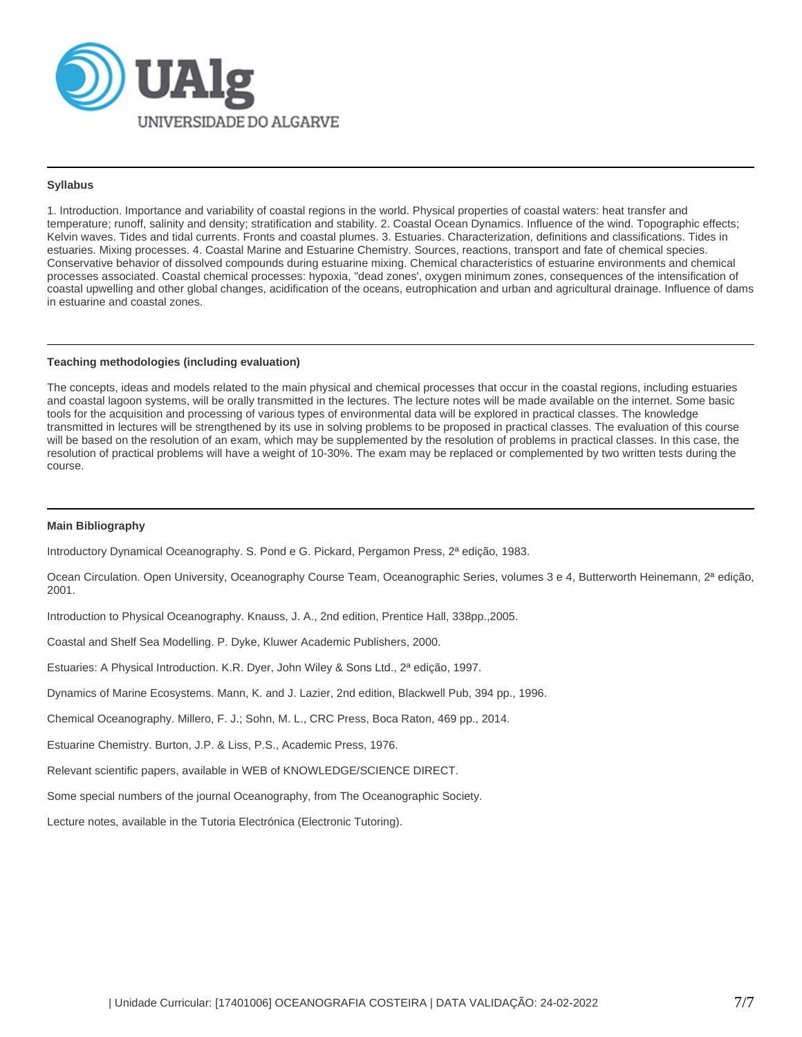**Syllabus**

1. Introduction. Importance and variability of coastal regions in the world. Physical properties of coastal waters: heat transfer and temperature; runoff, salinity and density; stratification and stability. 2. Coastal Ocean Dynamics. Influence of the wind. Topographic effects; Kelvin waves. Tides and tidal currents. Fronts and coastal plumes. 3. Estuaries. Characterization, definitions and classifications. Tides in estuaries. Mixing processes. 4. Coastal Marine and Estuarine Chemistry. Sources, reactions, transport and fate of chemical species. Conservative behavior of dissolved compounds during estuarine mixing. Chemical characteristics of estuarine environments and chemical processes associated. Coastal chemical processes: hypoxia, "dead zones', oxygen minimum zones, consequences of the intensification of coastal upwelling and other global changes, acidification of the oceans, eutrophication and urban and agricultural drainage. Influence of dams in estuarine and coastal zones.

**Teaching methodologies (including evaluation)**

The concepts, ideas and models related to the main physical and chemical processes that occur in the coastal regions, including estuaries and coastal lagoon systems, will be orally transmitted in the lectures. The lecture notes will be made available on the internet. Some basic tools for the acquisition and processing of various types of environmental data will be explored in practical classes. The knowledge transmitted in lectures will be strengthened by its use in solving problems to be proposed in practical classes. The evaluation of this course will be based on the resolution of an exam, which may be supplemented by the resolution of problems in practical classes. In this case, the resolution of practical problems will have a weight of 10-30%. The exam may be replaced or complemented by two written tests during the course.

**Main Bibliography**

Introductory Dynamical Oceanography. S. Pond e G. Pickard, Pergamon Press, 2ª edição, 1983.

Ocean Circulation. Open University, Oceanography Course Team, Oceanographic Series, volumes 3 e 4, Butterworth Heinemann, 2ª edição, 2001.

Introduction to Physical Oceanography. Knauss, J. A., 2nd edition, Prentice Hall, 338pp.,2005.

Coastal and Shelf Sea Modelling. P. Dyke, Kluwer Academic Publishers, 2000.

Estuaries: A Physical Introduction. K.R. Dyer, John Wiley & Sons Ltd., 2ª edição, 1997.

Dynamics of Marine Ecosystems. Mann, K. and J. Lazier, 2nd edition, Blackwell Pub, 394 pp., 1996.

Chemical Oceanography. Millero, F. J.; Sohn, M. L., CRC Press, Boca Raton, 469 pp., 2014.

Estuarine Chemistry. Burton, J.P. & Liss, P.S., Academic Press, 1976.

Relevant scientific papers, available in WEB of KNOWLEDGE/SCIENCE DIRECT.

Some special numbers of the journal Oceanography, from The Oceanographic Society.

Lecture notes, available in the Tutoria Electrónica (Electronic Tutoring).